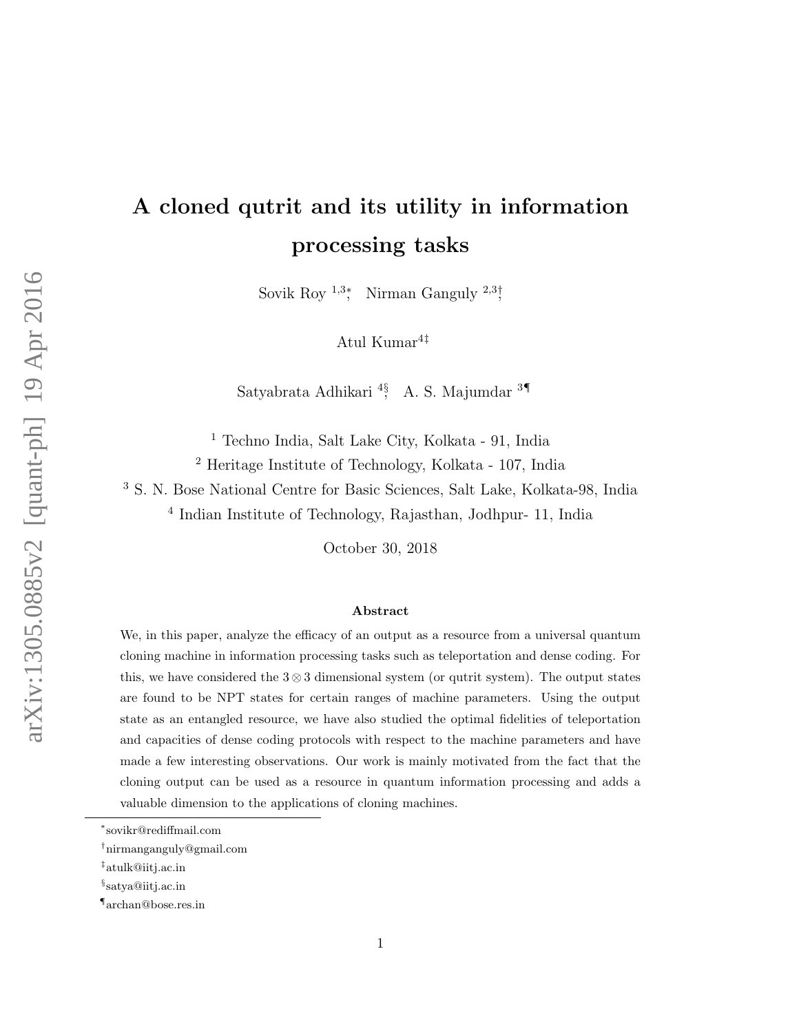# A cloned qutrit and its utility in information processing tasks

Sovik Roy [1,3]*, Nirman Ganguly [2,3]†,

Atul Kumar[4]‡

Satyabrata Adhikari [4]§, A. S. Majumdar [3]¶

[1] Techno India, Salt Lake City, Kolkata - 91, India
[2] Heritage Institute of Technology, Kolkata - 107, India
[3] S. N. Bose National Centre for Basic Sciences, Salt Lake, Kolkata-98, India
[4] Indian Institute of Technology, Rajasthan, Jodhpur- 11, India

October 30, 2018

### Abstract

We, in this paper, analyze the efficacy of an output as a resource from a universal quantum cloning machine in information processing tasks such as teleportation and dense coding. For this, we have considered the $3 \otimes 3$ dimensional system (or qutrit system). The output states are found to be NPT states for certain ranges of machine parameters. Using the output state as an entangled resource, we have also studied the optimal fidelities of teleportation and capacities of dense coding protocols with respect to the machine parameters and have made a few interesting observations. Our work is mainly motivated from the fact that the cloning output can be used as a resource in quantum information processing and adds a valuable dimension to the applications of cloning machines.

---

*sovikr@rediffmail.com

†nirmanganguly@gmail.com

‡atulk@iitj.ac.in

§satya@iitj.ac.in

¶archan@bose.res.in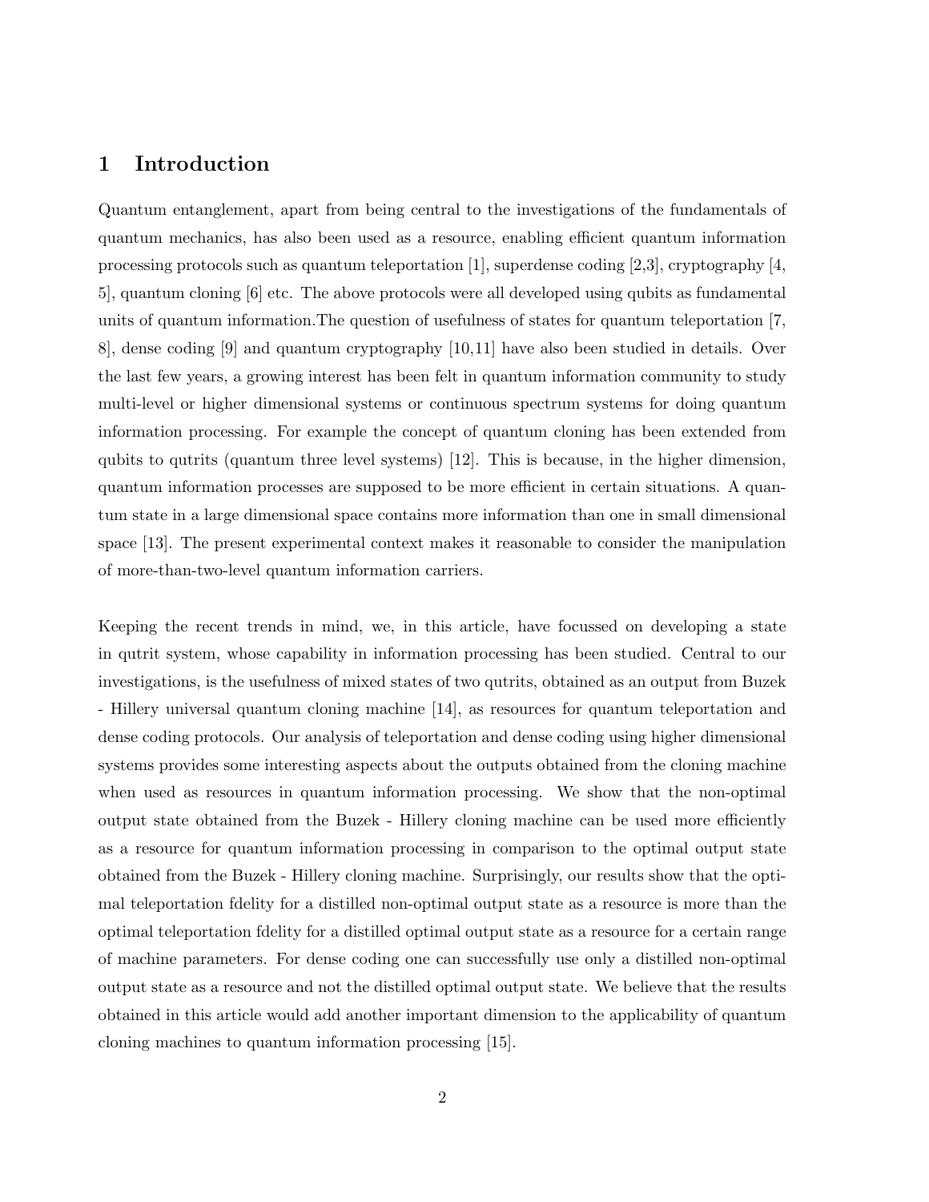## 1 Introduction

Quantum entanglement, apart from being central to the investigations of the fundamentals of quantum mechanics, has also been used as a resource, enabling efficient quantum information processing protocols such as quantum teleportation [1], superdense coding [2,3], cryptography [4, 5], quantum cloning [6] etc. The above protocols were all developed using qubits as fundamental units of quantum information.The question of usefulness of states for quantum teleportation [7, 8], dense coding [9] and quantum cryptography [10,11] have also been studied in details. Over the last few years, a growing interest has been felt in quantum information community to study multi-level or higher dimensional systems or continuous spectrum systems for doing quantum information processing. For example the concept of quantum cloning has been extended from qubits to qutrits (quantum three level systems) [12]. This is because, in the higher dimension, quantum information processes are supposed to be more efficient in certain situations. A quantum state in a large dimensional space contains more information than one in small dimensional space [13]. The present experimental context makes it reasonable to consider the manipulation of more-than-two-level quantum information carriers.

Keeping the recent trends in mind, we, in this article, have focussed on developing a state in qutrit system, whose capability in information processing has been studied. Central to our investigations, is the usefulness of mixed states of two qutrits, obtained as an output from Buzek - Hillery universal quantum cloning machine [14], as resources for quantum teleportation and dense coding protocols. Our analysis of teleportation and dense coding using higher dimensional systems provides some interesting aspects about the outputs obtained from the cloning machine when used as resources in quantum information processing. We show that the non-optimal output state obtained from the Buzek - Hillery cloning machine can be used more efficiently as a resource for quantum information processing in comparison to the optimal output state obtained from the Buzek - Hillery cloning machine. Surprisingly, our results show that the optimal teleportation fdelity for a distilled non-optimal output state as a resource is more than the optimal teleportation fdelity for a distilled optimal output state as a resource for a certain range of machine parameters. For dense coding one can successfully use only a distilled non-optimal output state as a resource and not the distilled optimal output state. We believe that the results obtained in this article would add another important dimension to the applicability of quantum cloning machines to quantum information processing [15].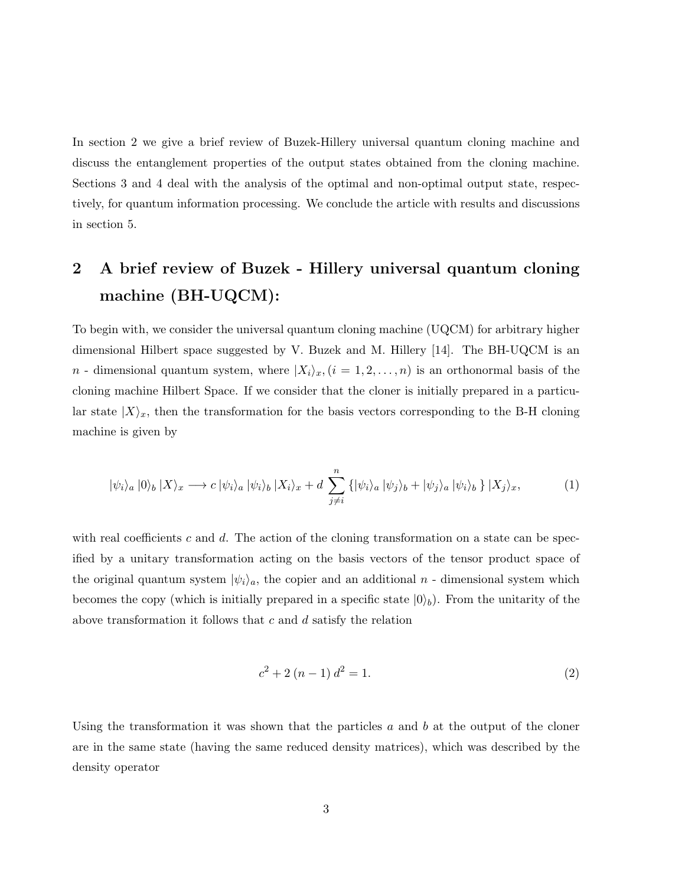In section 2 we give a brief review of Buzek-Hillery universal quantum cloning machine and discuss the entanglement properties of the output states obtained from the cloning machine. Sections 3 and 4 deal with the analysis of the optimal and non-optimal output state, respectively, for quantum information processing. We conclude the article with results and discussions in section 5.

## 2 A brief review of Buzek - Hillery universal quantum cloning machine (BH-UQCM):

To begin with, we consider the universal quantum cloning machine (UQCM) for arbitrary higher dimensional Hilbert space suggested by V. Buzek and M. Hillery [14]. The BH-UQCM is an $n$ - dimensional quantum system, where $|X_i\rangle_x, (i = 1, 2, \ldots, n)$ is an orthonormal basis of the cloning machine Hilbert Space. If we consider that the cloner is initially prepared in a particular state $|X\rangle_x$, then the transformation for the basis vectors corresponding to the B-H cloning machine is given by

$$|\psi_i\rangle_a\, |0\rangle_b\, |X\rangle_x \longrightarrow c\, |\psi_i\rangle_a\, |\psi_i\rangle_b\, |X_i\rangle_x + d \sum_{j\neq i}^{n} \{|\psi_i\rangle_a\, |\psi_j\rangle_b + |\psi_j\rangle_a\, |\psi_i\rangle_b\, \}\, |X_j\rangle_x, \tag{1}$$

with real coefficients $c$ and $d$. The action of the cloning transformation on a state can be specified by a unitary transformation acting on the basis vectors of the tensor product space of the original quantum system $|\psi_i\rangle_a$, the copier and an additional $n$ - dimensional system which becomes the copy (which is initially prepared in a specific state $|0\rangle_b$). From the unitarity of the above transformation it follows that $c$ and $d$ satisfy the relation

$$c^2 + 2\,(n-1)\,d^2 = 1. \tag{2}$$

Using the transformation it was shown that the particles $a$ and $b$ at the output of the cloner are in the same state (having the same reduced density matrices), which was described by the density operator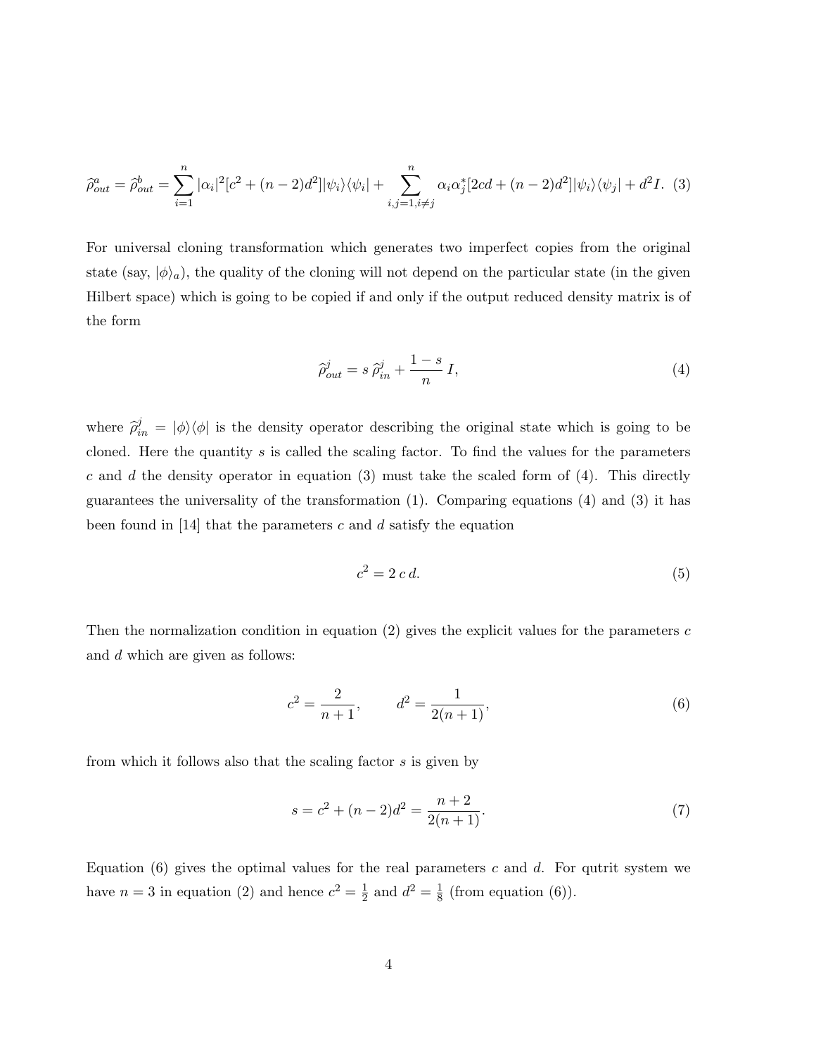$$\widehat{\rho}^a_{out} = \widehat{\rho}^b_{out} = \sum_{i=1}^{n} |\alpha_i|^2 [c^2 + (n-2)d^2] |\psi_i\rangle\langle\psi_i| + \sum_{i,j=1, i\neq j}^{n} \alpha_i \alpha_j^* [2cd + (n-2)d^2] |\psi_i\rangle\langle\psi_j| + d^2 I. \quad (3)$$

For universal cloning transformation which generates two imperfect copies from the original state (say, $|\phi\rangle_a$), the quality of the cloning will not depend on the particular state (in the given Hilbert space) which is going to be copied if and only if the output reduced density matrix is of the form

$$\widehat{\rho}^j_{out} = s\,\widehat{\rho}^j_{in} + \frac{1-s}{n}\,I, \quad (4)$$

where $\widehat{\rho}^j_{in} = |\phi\rangle\langle\phi|$ is the density operator describing the original state which is going to be cloned. Here the quantity $s$ is called the scaling factor. To find the values for the parameters $c$ and $d$ the density operator in equation (3) must take the scaled form of (4). This directly guarantees the universality of the transformation (1). Comparing equations (4) and (3) it has been found in [14] that the parameters $c$ and $d$ satisfy the equation

$$c^2 = 2\,c\,d. \quad (5)$$

Then the normalization condition in equation (2) gives the explicit values for the parameters $c$ and $d$ which are given as follows:

$$c^2 = \frac{2}{n+1}, \qquad d^2 = \frac{1}{2(n+1)}, \quad (6)$$

from which it follows also that the scaling factor $s$ is given by

$$s = c^2 + (n-2)d^2 = \frac{n+2}{2(n+1)}. \quad (7)$$

Equation (6) gives the optimal values for the real parameters $c$ and $d$. For qutrit system we have $n = 3$ in equation (2) and hence $c^2 = \frac{1}{2}$ and $d^2 = \frac{1}{8}$ (from equation (6)).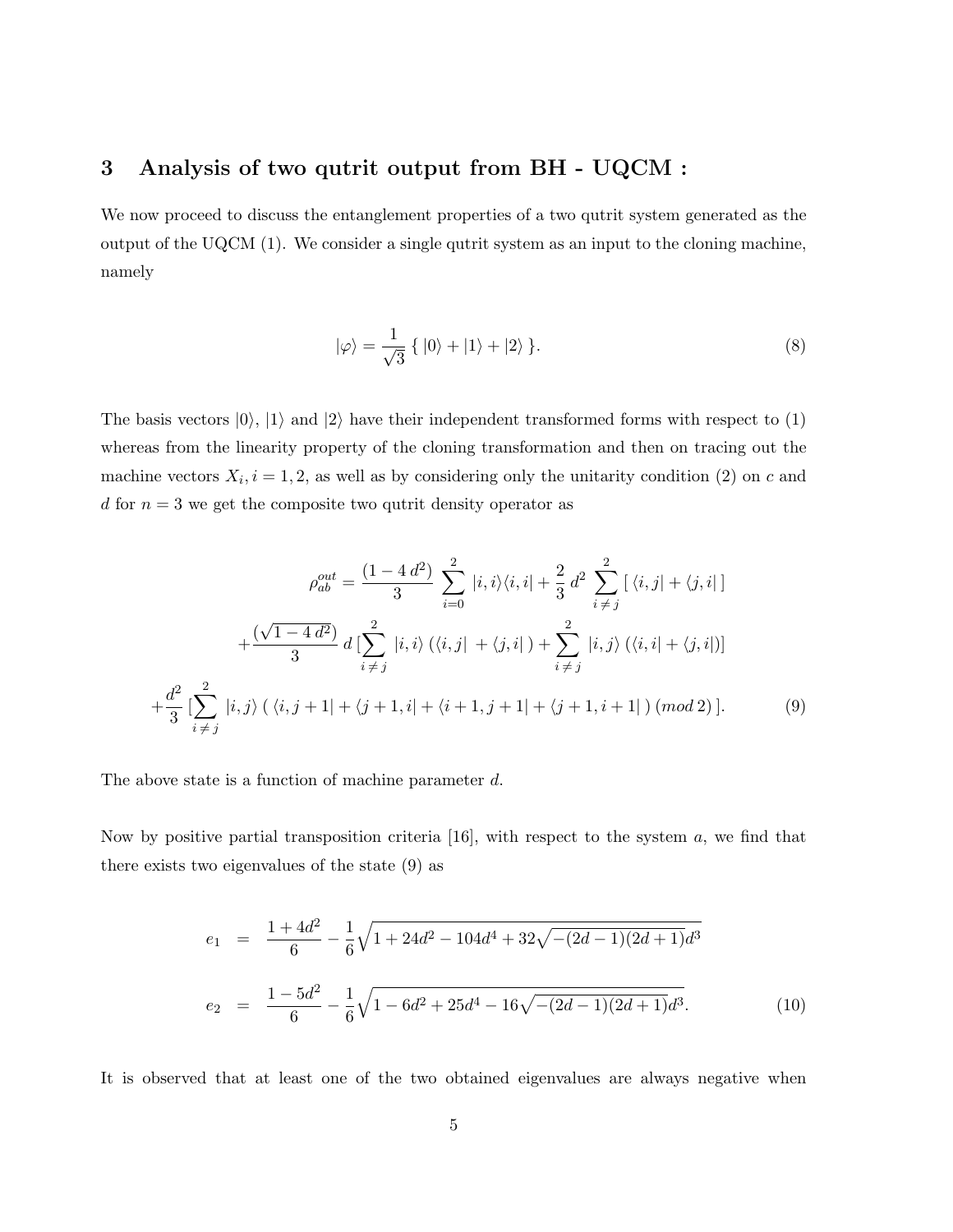## 3 Analysis of two qutrit output from BH - UQCM :

We now proceed to discuss the entanglement properties of a two qutrit system generated as the output of the UQCM (1). We consider a single qutrit system as an input to the cloning machine, namely

$$|\varphi\rangle = \frac{1}{\sqrt{3}} \{ \, |0\rangle + |1\rangle + |2\rangle \, \}. \tag{8}$$

The basis vectors $|0\rangle$, $|1\rangle$ and $|2\rangle$ have their independent transformed forms with respect to (1) whereas from the linearity property of the cloning transformation and then on tracing out the machine vectors $X_i, i = 1, 2$, as well as by considering only the unitarity condition (2) on $c$ and $d$ for $n = 3$ we get the composite two qutrit density operator as

$$\rho_{ab}^{out} = \frac{(1 - 4\,d^2)}{3} \sum_{i=0}^{2} |i,i\rangle\langle i,i| + \frac{2}{3}\, d^2 \sum_{i \neq j}^{2} [\, \langle i,j| + \langle j,i| \,]$$
$$+ \frac{(\sqrt{1 - 4\,d^2})}{3}\, d\, [\sum_{i \neq j}^{2} |i,i\rangle\, (\langle i,j| \, + \langle j,i| \,) + \sum_{i \neq j}^{2} |i,j\rangle\, (\langle i,i| + \langle j,i|)]$$
$$+ \frac{d^2}{3}\, [\sum_{i \neq j}^{2} |i,j\rangle\, (\, \langle i,j+1| + \langle j+1,i| + \langle i+1,j+1| + \langle j+1,i+1| \,)\, (mod\, 2)\,]. \tag{9}$$

The above state is a function of machine parameter $d$.

Now by positive partial transposition criteria [16], with respect to the system $a$, we find that there exists two eigenvalues of the state (9) as

$$\begin{aligned} e_1 &= \frac{1 + 4d^2}{6} - \frac{1}{6}\sqrt{1 + 24d^2 - 104d^4 + 32\sqrt{-(2d-1)(2d+1)}d^3} \\ e_2 &= \frac{1 - 5d^2}{6} - \frac{1}{6}\sqrt{1 - 6d^2 + 25d^4 - 16\sqrt{-(2d-1)(2d+1)}d^3}. \end{aligned} \tag{10}$$

It is observed that at least one of the two obtained eigenvalues are always negative when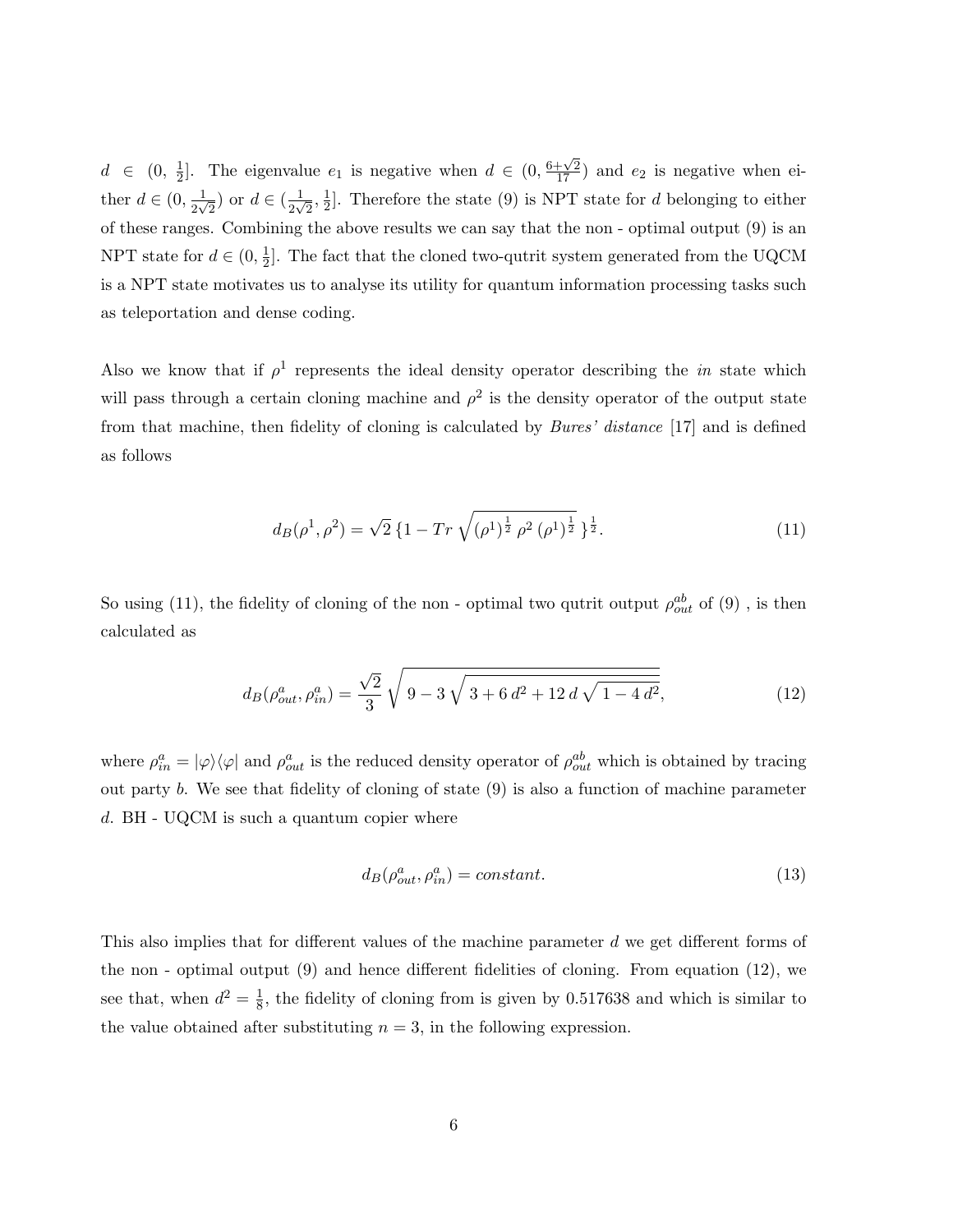$d \in (0,\, \frac{1}{2}]$. The eigenvalue $e_1$ is negative when $d \in (0, \frac{6+\sqrt{2}}{17})$ and $e_2$ is negative when either $d \in (0, \frac{1}{2\sqrt{2}})$ or $d \in (\frac{1}{2\sqrt{2}}, \frac{1}{2}]$. Therefore the state (9) is NPT state for $d$ belonging to either of these ranges. Combining the above results we can say that the non - optimal output (9) is an NPT state for $d \in (0, \frac{1}{2}]$. The fact that the cloned two-qutrit system generated from the UQCM is a NPT state motivates us to analyse its utility for quantum information processing tasks such as teleportation and dense coding.

Also we know that if $\rho^1$ represents the ideal density operator describing the *in* state which will pass through a certain cloning machine and $\rho^2$ is the density operator of the output state from that machine, then fidelity of cloning is calculated by *Bures' distance* [17] and is defined as follows

$$d_B(\rho^1, \rho^2) = \sqrt{2}\, \{1 - Tr\, \sqrt{(\rho^1)^{\frac{1}{2}}\, \rho^2\, (\rho^1)^{\frac{1}{2}}}\, \}^{\frac{1}{2}}. \tag{11}$$

So using (11), the fidelity of cloning of the non - optimal two qutrit output $\rho^{ab}_{out}$ of (9) , is then calculated as

$$d_B(\rho^a_{out}, \rho^a_{in}) = \frac{\sqrt{2}}{3}\, \sqrt{9 - 3\, \sqrt{3 + 6\, d^2 + 12\, d\, \sqrt{1 - 4\, d^2}}}, \tag{12}$$

where $\rho^a_{in} = |\varphi\rangle\langle\varphi|$ and $\rho^a_{out}$ is the reduced density operator of $\rho^{ab}_{out}$ which is obtained by tracing out party $b$. We see that fidelity of cloning of state (9) is also a function of machine parameter $d$. BH - UQCM is such a quantum copier where

$$d_B(\rho^a_{out}, \rho^a_{in}) = constant. \tag{13}$$

This also implies that for different values of the machine parameter $d$ we get different forms of the non - optimal output (9) and hence different fidelities of cloning. From equation (12), we see that, when $d^2 = \frac{1}{8}$, the fidelity of cloning from is given by 0.517638 and which is similar to the value obtained after substituting $n = 3$, in the following expression.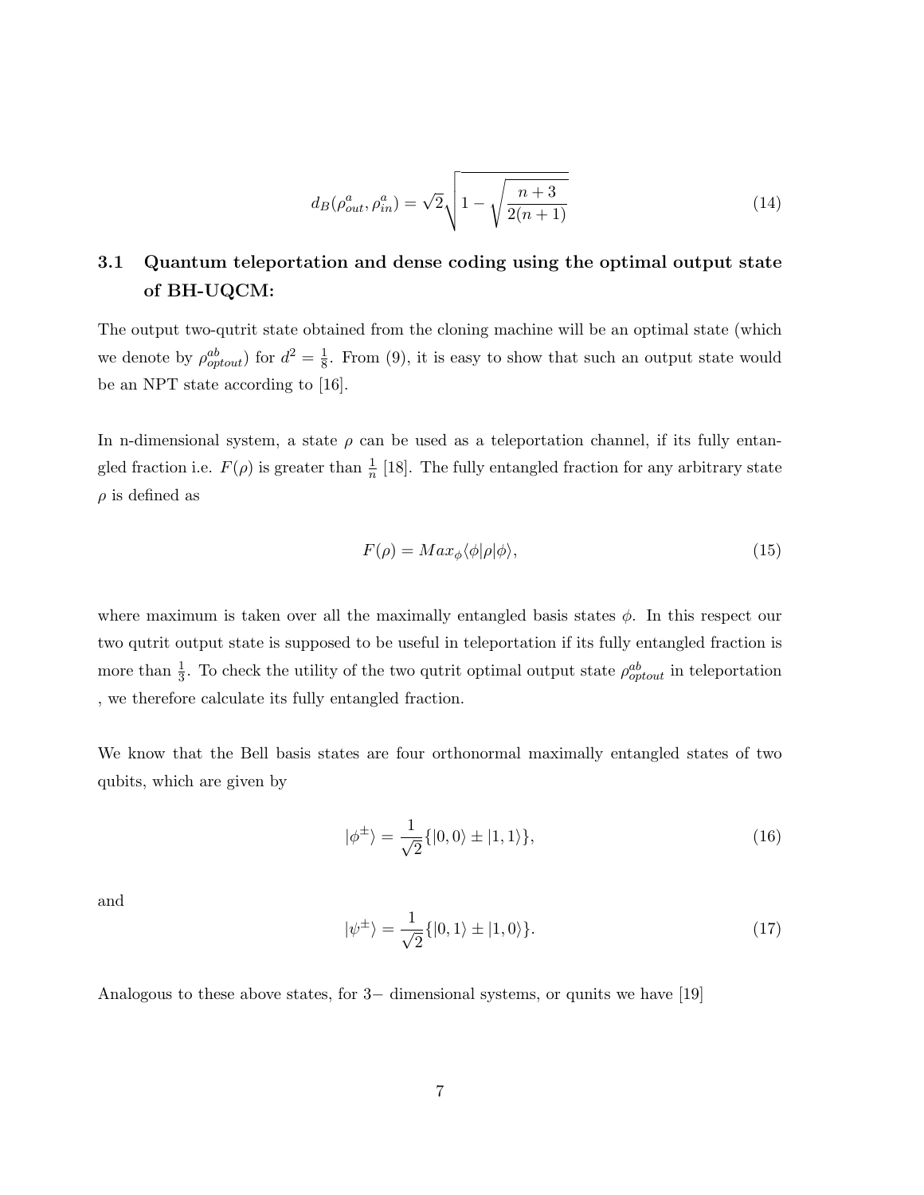$$d_B(\rho^a_{out}, \rho^a_{in}) = \sqrt{2}\sqrt{1 - \sqrt{\frac{n+3}{2(n+1)}}} \tag{14}$$

### 3.1 Quantum teleportation and dense coding using the optimal output state of BH-UQCM:

The output two-qutrit state obtained from the cloning machine will be an optimal state (which we denote by $\rho^{ab}_{optout}$) for $d^2 = \frac{1}{8}$. From (9), it is easy to show that such an output state would be an NPT state according to [16].

In n-dimensional system, a state $\rho$ can be used as a teleportation channel, if its fully entangled fraction i.e. $F(\rho)$ is greater than $\frac{1}{n}$ [18]. The fully entangled fraction for any arbitrary state $\rho$ is defined as

$$F(\rho) = Max_{\phi}\langle\phi|\rho|\phi\rangle, \tag{15}$$

where maximum is taken over all the maximally entangled basis states $\phi$. In this respect our two qutrit output state is supposed to be useful in teleportation if its fully entangled fraction is more than $\frac{1}{3}$. To check the utility of the two qutrit optimal output state $\rho^{ab}_{optout}$ in teleportation , we therefore calculate its fully entangled fraction.

We know that the Bell basis states are four orthonormal maximally entangled states of two qubits, which are given by

$$|\phi^{\pm}\rangle = \frac{1}{\sqrt{2}}\{|0,0\rangle \pm |1,1\rangle\}, \tag{16}$$

and

$$|\psi^{\pm}\rangle = \frac{1}{\sqrt{2}}\{|0,1\rangle \pm |1,0\rangle\}. \tag{17}$$

Analogous to these above states, for 3− dimensional systems, or qunits we have [19]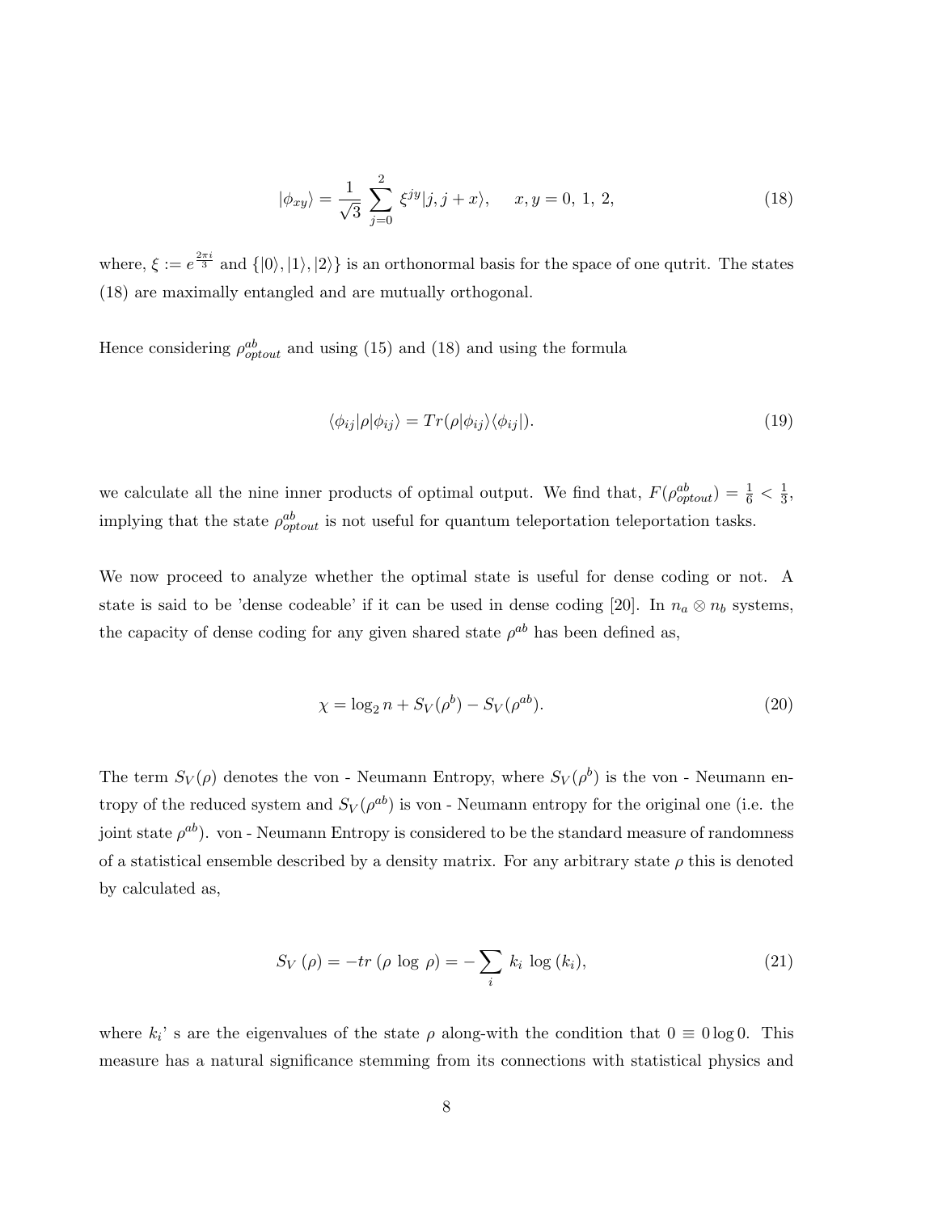$$|\phi_{xy}\rangle = \frac{1}{\sqrt{3}} \sum_{j=0}^{2} \xi^{jy} |j, j+x\rangle, \quad x, y = 0,\ 1,\ 2, \tag{18}$$

where, $\xi := e^{\frac{2\pi i}{3}}$ and $\{|0\rangle, |1\rangle, |2\rangle\}$ is an orthonormal basis for the space of one qutrit. The states (18) are maximally entangled and are mutually orthogonal.

Hence considering $\rho^{ab}_{optout}$ and using (15) and (18) and using the formula

$$\langle\phi_{ij}|\rho|\phi_{ij}\rangle = Tr(\rho|\phi_{ij}\rangle\langle\phi_{ij}|). \tag{19}$$

we calculate all the nine inner products of optimal output. We find that, $F(\rho^{ab}_{optout}) = \frac{1}{6} < \frac{1}{3}$, implying that the state $\rho^{ab}_{optout}$ is not useful for quantum teleportation teleportation tasks.

We now proceed to analyze whether the optimal state is useful for dense coding or not. A state is said to be 'dense codeable' if it can be used in dense coding [20]. In $n_a \otimes n_b$ systems, the capacity of dense coding for any given shared state $\rho^{ab}$ has been defined as,

$$\chi = \log_2 n + S_V(\rho^b) - S_V(\rho^{ab}). \tag{20}$$

The term $S_V(\rho)$ denotes the von - Neumann Entropy, where $S_V(\rho^b)$ is the von - Neumann entropy of the reduced system and $S_V(\rho^{ab})$ is von - Neumann entropy for the original one (i.e. the joint state $\rho^{ab}$). von - Neumann Entropy is considered to be the standard measure of randomness of a statistical ensemble described by a density matrix. For any arbitrary state $\rho$ this is denoted by calculated as,

$$S_V(\rho) = -tr\ (\rho\ \log\ \rho) = -\sum_i\ k_i\ \log\ (k_i), \tag{21}$$

where $k_i$' s are the eigenvalues of the state $\rho$ along-with the condition that $0 \equiv 0 \log 0$. This measure has a natural significance stemming from its connections with statistical physics and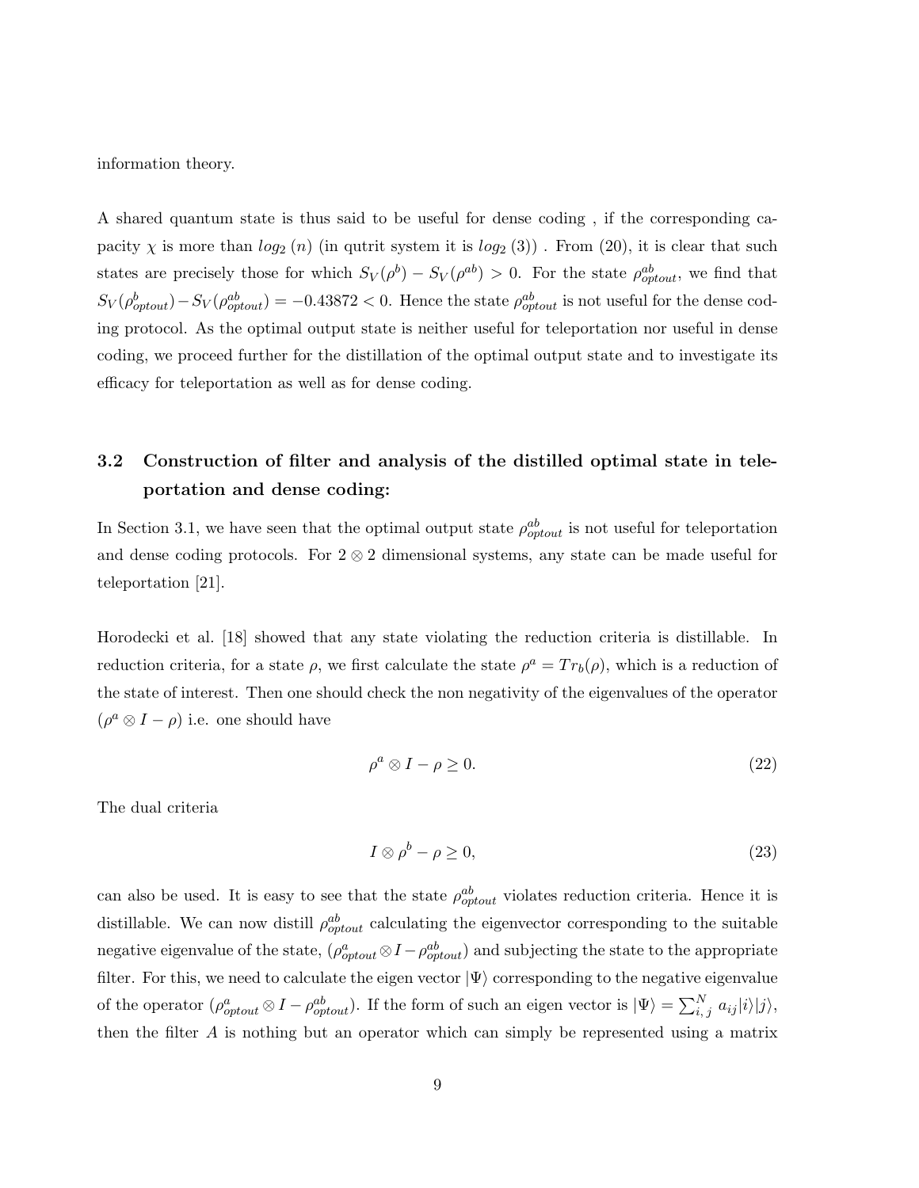information theory.

A shared quantum state is thus said to be useful for dense coding , if the corresponding capacity $\chi$ is more than $log_2\,(n)$ (in qutrit system it is $log_2\,(3)$) . From (20), it is clear that such states are precisely those for which $S_V(\rho^b) - S_V(\rho^{ab}) > 0$. For the state $\rho^{ab}_{optout}$, we find that $S_V(\rho^b_{optout}) - S_V(\rho^{ab}_{optout}) = -0.43872 < 0$. Hence the state $\rho^{ab}_{optout}$ is not useful for the dense coding protocol. As the optimal output state is neither useful for teleportation nor useful in dense coding, we proceed further for the distillation of the optimal output state and to investigate its efficacy for teleportation as well as for dense coding.

### 3.2 Construction of filter and analysis of the distilled optimal state in teleportation and dense coding:

In Section 3.1, we have seen that the optimal output state $\rho^{ab}_{optout}$ is not useful for teleportation and dense coding protocols. For $2 \otimes 2$ dimensional systems, any state can be made useful for teleportation [21].

Horodecki et al. [18] showed that any state violating the reduction criteria is distillable. In reduction criteria, for a state $\rho$, we first calculate the state $\rho^a = Tr_b(\rho)$, which is a reduction of the state of interest. Then one should check the non negativity of the eigenvalues of the operator $(\rho^a \otimes I - \rho)$ i.e. one should have

$$\rho^a \otimes I - \rho \geq 0. \tag{22}$$

The dual criteria

$$I \otimes \rho^b - \rho \geq 0, \tag{23}$$

can also be used. It is easy to see that the state $\rho^{ab}_{optout}$ violates reduction criteria. Hence it is distillable. We can now distill $\rho^{ab}_{optout}$ calculating the eigenvector corresponding to the suitable negative eigenvalue of the state, $(\rho^a_{optout} \otimes I - \rho^{ab}_{optout})$ and subjecting the state to the appropriate filter. For this, we need to calculate the eigen vector $|\Psi\rangle$ corresponding to the negative eigenvalue of the operator $(\rho^a_{optout} \otimes I - \rho^{ab}_{optout})$. If the form of such an eigen vector is $|\Psi\rangle = \sum_{i,\,j}^{N} a_{ij}|i\rangle|j\rangle$, then the filter $A$ is nothing but an operator which can simply be represented using a matrix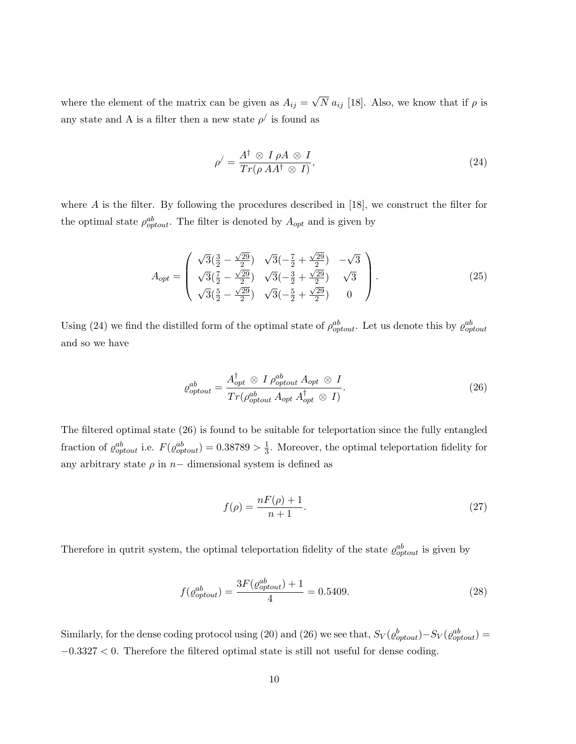where the element of the matrix can be given as $A_{ij} = \sqrt{N}\, a_{ij}$ [18]. Also, we know that if $\rho$ is any state and A is a filter then a new state $\rho^{/}$ is found as

$$\rho^{/} = \frac{A^{\dagger} \otimes I \, \rho A \otimes I}{Tr(\rho \, AA^{\dagger} \otimes I)}, \tag{24}$$

where $A$ is the filter. By following the procedures described in [18], we construct the filter for the optimal state $\rho^{ab}_{optout}$. The filter is denoted by $A_{opt}$ and is given by

$$A_{opt} = \begin{pmatrix} \sqrt{3}(\frac{3}{2} - \frac{\sqrt{29}}{2}) & \sqrt{3}(-\frac{7}{2} + \frac{\sqrt{29}}{2}) & -\sqrt{3} \\ \sqrt{3}(\frac{7}{2} - \frac{\sqrt{29}}{2}) & \sqrt{3}(-\frac{3}{2} + \frac{\sqrt{29}}{2}) & \sqrt{3} \\ \sqrt{3}(\frac{5}{2} - \frac{\sqrt{29}}{2}) & \sqrt{3}(-\frac{5}{2} + \frac{\sqrt{29}}{2}) & 0 \end{pmatrix}. \tag{25}$$

Using (24) we find the distilled form of the optimal state of $\rho^{ab}_{optout}$. Let us denote this by $\varrho^{ab}_{optout}$ and so we have

$$\varrho^{ab}_{optout} = \frac{A^{\dagger}_{opt} \otimes I \, \rho^{ab}_{optout} \, A_{opt} \otimes I}{Tr(\rho^{ab}_{optout} \, A_{opt} \, A^{\dagger}_{opt} \otimes I)}. \tag{26}$$

The filtered optimal state (26) is found to be suitable for teleportation since the fully entangled fraction of $\varrho^{ab}_{optout}$ i.e. $F(\varrho^{ab}_{optout}) = 0.38789 > \frac{1}{3}$. Moreover, the optimal teleportation fidelity for any arbitrary state $\rho$ in $n-$ dimensional system is defined as

$$f(\rho) = \frac{nF(\rho) + 1}{n + 1}. \tag{27}$$

Therefore in qutrit system, the optimal teleportation fidelity of the state $\varrho^{ab}_{optout}$ is given by

$$f(\varrho^{ab}_{optout}) = \frac{3F(\varrho^{ab}_{optout}) + 1}{4} = 0.5409. \tag{28}$$

Similarly, for the dense coding protocol using (20) and (26) we see that, $S_V(\varrho^{b}_{optout}) - S_V(\varrho^{ab}_{optout}) = -0.3327 < 0$. Therefore the filtered optimal state is still not useful for dense coding.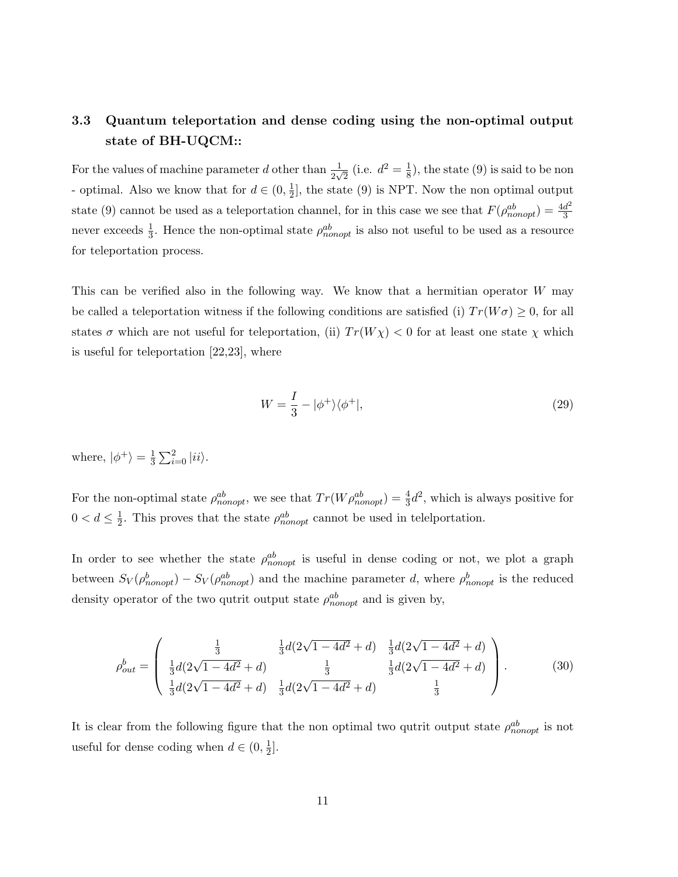### 3.3 Quantum teleportation and dense coding using the non-optimal output state of BH-UQCM::

For the values of machine parameter $d$ other than $\frac{1}{2\sqrt{2}}$ (i.e. $d^2 = \frac{1}{8}$), the state (9) is said to be non - optimal. Also we know that for $d \in (0, \frac{1}{2}]$, the state (9) is NPT. Now the non optimal output state (9) cannot be used as a teleportation channel, for in this case we see that $F(\rho^{ab}_{nonopt}) = \frac{4d^2}{3}$ never exceeds $\frac{1}{3}$. Hence the non-optimal state $\rho^{ab}_{nonopt}$ is also not useful to be used as a resource for teleportation process.

This can be verified also in the following way. We know that a hermitian operator $W$ may be called a teleportation witness if the following conditions are satisfied (i) $Tr(W\sigma) \geq 0$, for all states $\sigma$ which are not useful for teleportation, (ii) $Tr(W\chi) < 0$ for at least one state $\chi$ which is useful for teleportation [22,23], where

$$W = \frac{I}{3} - |\phi^+\rangle\langle\phi^+|, \tag{29}$$

where, $|\phi^+\rangle = \frac{1}{3}\sum_{i=0}^{2}|ii\rangle$.

For the non-optimal state $\rho^{ab}_{nonopt}$, we see that $Tr(W\rho^{ab}_{nonopt}) = \frac{4}{3}d^2$, which is always positive for $0 < d \leq \frac{1}{2}$. This proves that the state $\rho^{ab}_{nonopt}$ cannot be used in telelportation.

In order to see whether the state $\rho^{ab}_{nonopt}$ is useful in dense coding or not, we plot a graph between $S_V(\rho^{b}_{nonopt}) - S_V(\rho^{ab}_{nonopt})$ and the machine parameter $d$, where $\rho^{b}_{nonopt}$ is the reduced density operator of the two qutrit output state $\rho^{ab}_{nonopt}$ and is given by,

$$\rho^{b}_{out} = \begin{pmatrix} \frac{1}{3} & \frac{1}{3}d(2\sqrt{1-4d^2}+d) & \frac{1}{3}d(2\sqrt{1-4d^2}+d) \\ \frac{1}{3}d(2\sqrt{1-4d^2}+d) & \frac{1}{3} & \frac{1}{3}d(2\sqrt{1-4d^2}+d) \\ \frac{1}{3}d(2\sqrt{1-4d^2}+d) & \frac{1}{3}d(2\sqrt{1-4d^2}+d) & \frac{1}{3} \end{pmatrix}. \tag{30}$$

It is clear from the following figure that the non optimal two qutrit output state $\rho^{ab}_{nonopt}$ is not useful for dense coding when $d \in (0, \frac{1}{2}]$.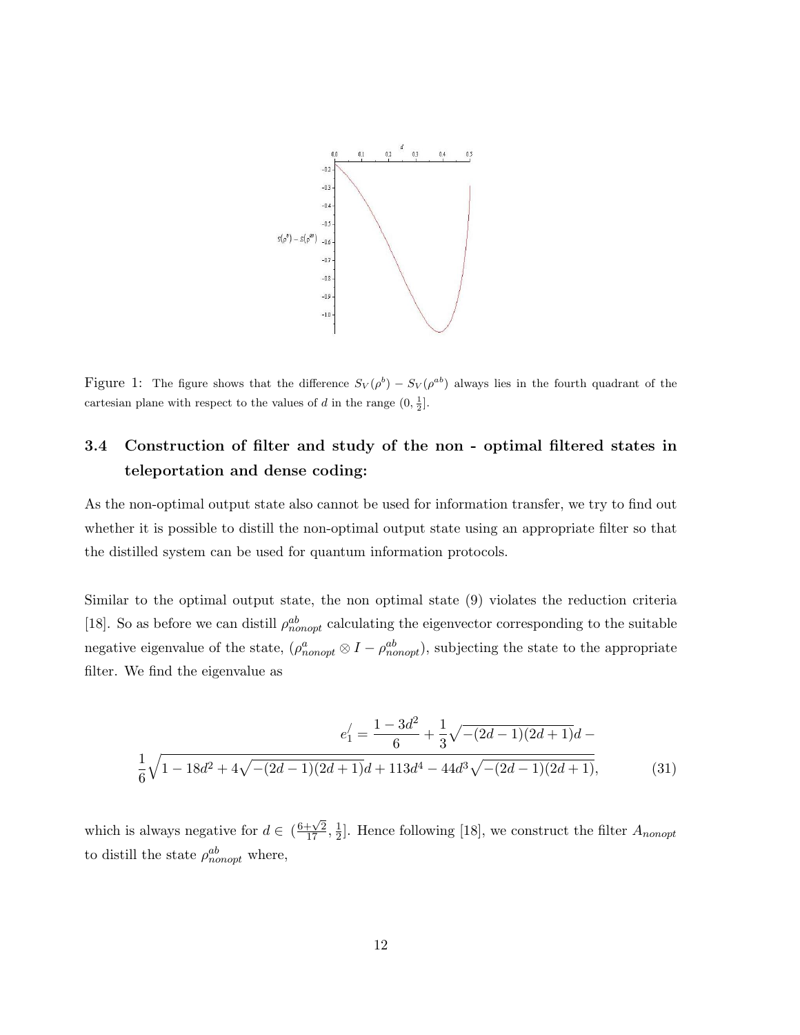Figure 1: The figure shows that the difference $S_V(\rho^b) - S_V(\rho^{ab})$ always lies in the fourth quadrant of the cartesian plane with respect to the values of $d$ in the range $(0, \frac{1}{2}]$.

### 3.4 Construction of filter and study of the non - optimal filtered states in teleportation and dense coding:

As the non-optimal output state also cannot be used for information transfer, we try to find out whether it is possible to distill the non-optimal output state using an appropriate filter so that the distilled system can be used for quantum information protocols.

Similar to the optimal output state, the non optimal state (9) violates the reduction criteria [18]. So as before we can distill $\rho^{ab}_{nonopt}$ calculating the eigenvector corresponding to the suitable negative eigenvalue of the state, $(\rho^{a}_{nonopt} \otimes I - \rho^{ab}_{nonopt})$, subjecting the state to the appropriate filter. We find the eigenvalue as

$$e_1^{/} = \frac{1-3d^2}{6} + \frac{1}{3}\sqrt{-(2d-1)(2d+1)}d - \frac{1}{6}\sqrt{1 - 18d^2 + 4\sqrt{-(2d-1)(2d+1)}d + 113d^4 - 44d^3\sqrt{-(2d-1)(2d+1)}}, \tag{31}$$

which is always negative for $d \in (\frac{6+\sqrt{2}}{17}, \frac{1}{2}]$. Hence following [18], we construct the filter $A_{nonopt}$ to distill the state $\rho^{ab}_{nonopt}$ where,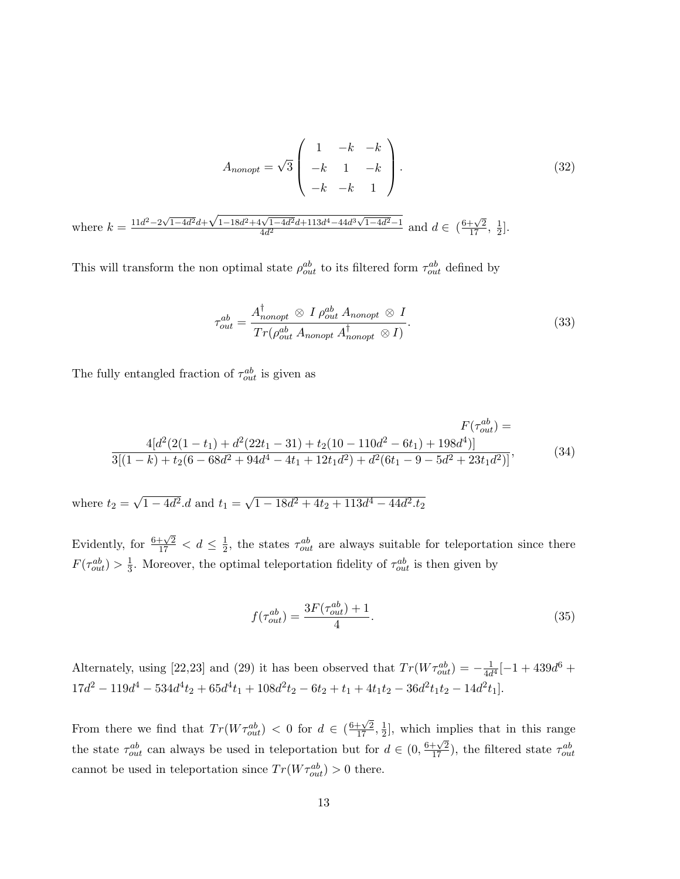$$A_{nonopt} = \sqrt{3}\begin{pmatrix} 1 & -k & -k \\ -k & 1 & -k \\ -k & -k & 1 \end{pmatrix}. \tag{32}$$

where $k = \frac{11d^2 - 2\sqrt{1-4d^2}d + \sqrt{1-18d^2+4\sqrt{1-4d^2}d+113d^4-44d^3\sqrt{1-4d^2}-1}}{4d^2}$ and $d \in (\frac{6+\sqrt{2}}{17},\ \frac{1}{2}]$.

This will transform the non optimal state $\rho^{ab}_{out}$ to its filtered form $\tau^{ab}_{out}$ defined by

$$\tau^{ab}_{out} = \frac{A^{\dagger}_{nonopt} \otimes I\ \rho^{ab}_{out}\, A_{nonopt} \otimes I}{Tr(\rho^{ab}_{out}\, A_{nonopt}\, A^{\dagger}_{nonopt} \otimes I)}. \tag{33}$$

The fully entangled fraction of $\tau^{ab}_{out}$ is given as

$$F(\tau^{ab}_{out}) = \frac{4[d^2(2(1-t_1) + d^2(22t_1 - 31) + t_2(10 - 110d^2 - 6t_1) + 198d^4)]}{3[(1-k) + t_2(6 - 68d^2 + 94d^4 - 4t_1 + 12t_1d^2) + d^2(6t_1 - 9 - 5d^2 + 23t_1d^2)]}, \tag{34}$$

where $t_2 = \sqrt{1-4d^2}.d$ and $t_1 = \sqrt{1 - 18d^2 + 4t_2 + 113d^4 - 44d^2.t_2}$

Evidently, for $\frac{6+\sqrt{2}}{17} < d \leq \frac{1}{2}$, the states $\tau^{ab}_{out}$ are always suitable for teleportation since there $F(\tau^{ab}_{out}) > \frac{1}{3}$. Moreover, the optimal teleportation fidelity of $\tau^{ab}_{out}$ is then given by

$$f(\tau^{ab}_{out}) = \frac{3F(\tau^{ab}_{out}) + 1}{4}. \tag{35}$$

Alternately, using [22,23] and (29) it has been observed that $Tr(W\tau^{ab}_{out}) = -\frac{1}{4d^4}[-1 + 439d^6 + 17d^2 - 119d^4 - 534d^4t_2 + 65d^4t_1 + 108d^2t_2 - 6t_2 + t_1 + 4t_1t_2 - 36d^2t_1t_2 - 14d^2t_1]$.

From there we find that $Tr(W\tau^{ab}_{out}) < 0$ for $d \in (\frac{6+\sqrt{2}}{17}, \frac{1}{2}]$, which implies that in this range the state $\tau^{ab}_{out}$ can always be used in teleportation but for $d \in (0, \frac{6+\sqrt{2}}{17})$, the filtered state $\tau^{ab}_{out}$ cannot be used in teleportation since $Tr(W\tau^{ab}_{out}) > 0$ there.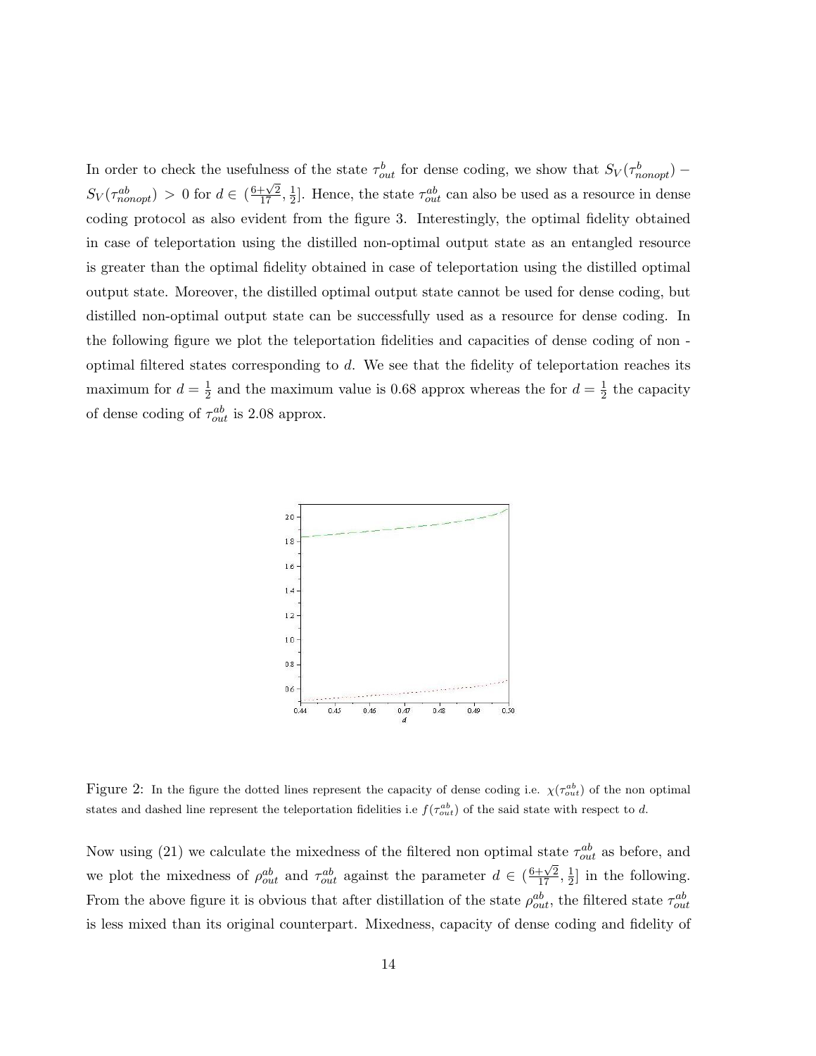In order to check the usefulness of the state $\tau^{b}_{out}$ for dense coding, we show that $S_V(\tau^{b}_{nonopt}) - S_V(\tau^{ab}_{nonopt}) > 0$ for $d \in (\frac{6+\sqrt{2}}{17}, \frac{1}{2}]$. Hence, the state $\tau^{ab}_{out}$ can also be used as a resource in dense coding protocol as also evident from the figure 3. Interestingly, the optimal fidelity obtained in case of teleportation using the distilled non-optimal output state as an entangled resource is greater than the optimal fidelity obtained in case of teleportation using the distilled optimal output state. Moreover, the distilled optimal output state cannot be used for dense coding, but distilled non-optimal output state can be successfully used as a resource for dense coding. In the following figure we plot the teleportation fidelities and capacities of dense coding of non - optimal filtered states corresponding to $d$. We see that the fidelity of teleportation reaches its maximum for $d = \frac{1}{2}$ and the maximum value is 0.68 approx whereas the for $d = \frac{1}{2}$ the capacity of dense coding of $\tau^{ab}_{out}$ is 2.08 approx.

Figure 2: In the figure the dotted lines represent the capacity of dense coding i.e. $\chi(\tau^{ab}_{out})$ of the non optimal states and dashed line represent the teleportation fidelities i.e $f(\tau^{ab}_{out})$ of the said state with respect to $d$.

Now using (21) we calculate the mixedness of the filtered non optimal state $\tau^{ab}_{out}$ as before, and we plot the mixedness of $\rho^{ab}_{out}$ and $\tau^{ab}_{out}$ against the parameter $d \in (\frac{6+\sqrt{2}}{17}, \frac{1}{2}]$ in the following. From the above figure it is obvious that after distillation of the state $\rho^{ab}_{out}$, the filtered state $\tau^{ab}_{out}$ is less mixed than its original counterpart. Mixedness, capacity of dense coding and fidelity of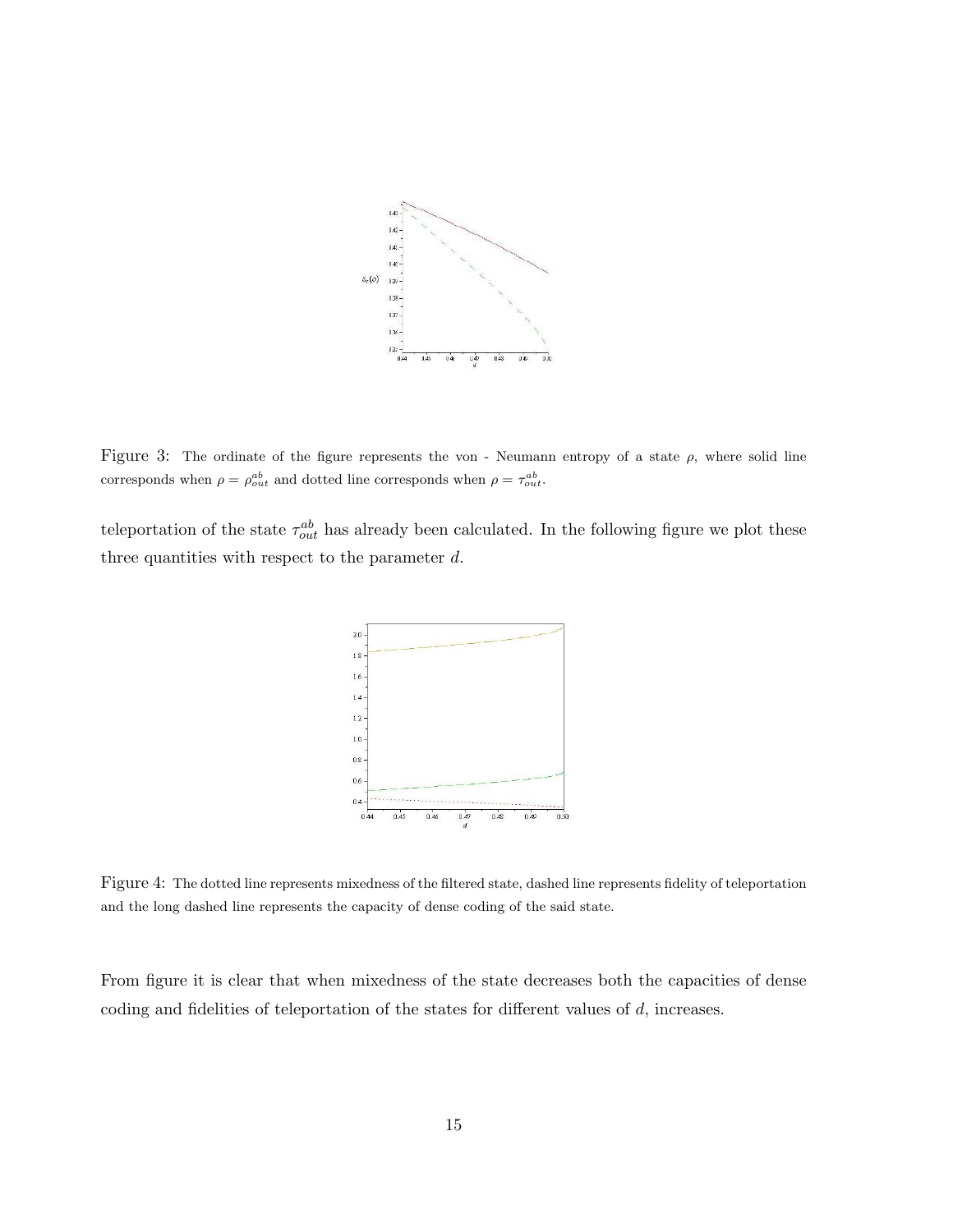Figure 3: The ordinate of the figure represents the von - Neumann entropy of a state $\rho$, where solid line corresponds when $\rho = \rho^{ab}_{out}$ and dotted line corresponds when $\rho = \tau^{ab}_{out}$.

teleportation of the state $\tau^{ab}_{out}$ has already been calculated. In the following figure we plot these three quantities with respect to the parameter $d$.

Figure 4: The dotted line represents mixedness of the filtered state, dashed line represents fidelity of teleportation and the long dashed line represents the capacity of dense coding of the said state.

From figure it is clear that when mixedness of the state decreases both the capacities of dense coding and fidelities of teleportation of the states for different values of $d$, increases.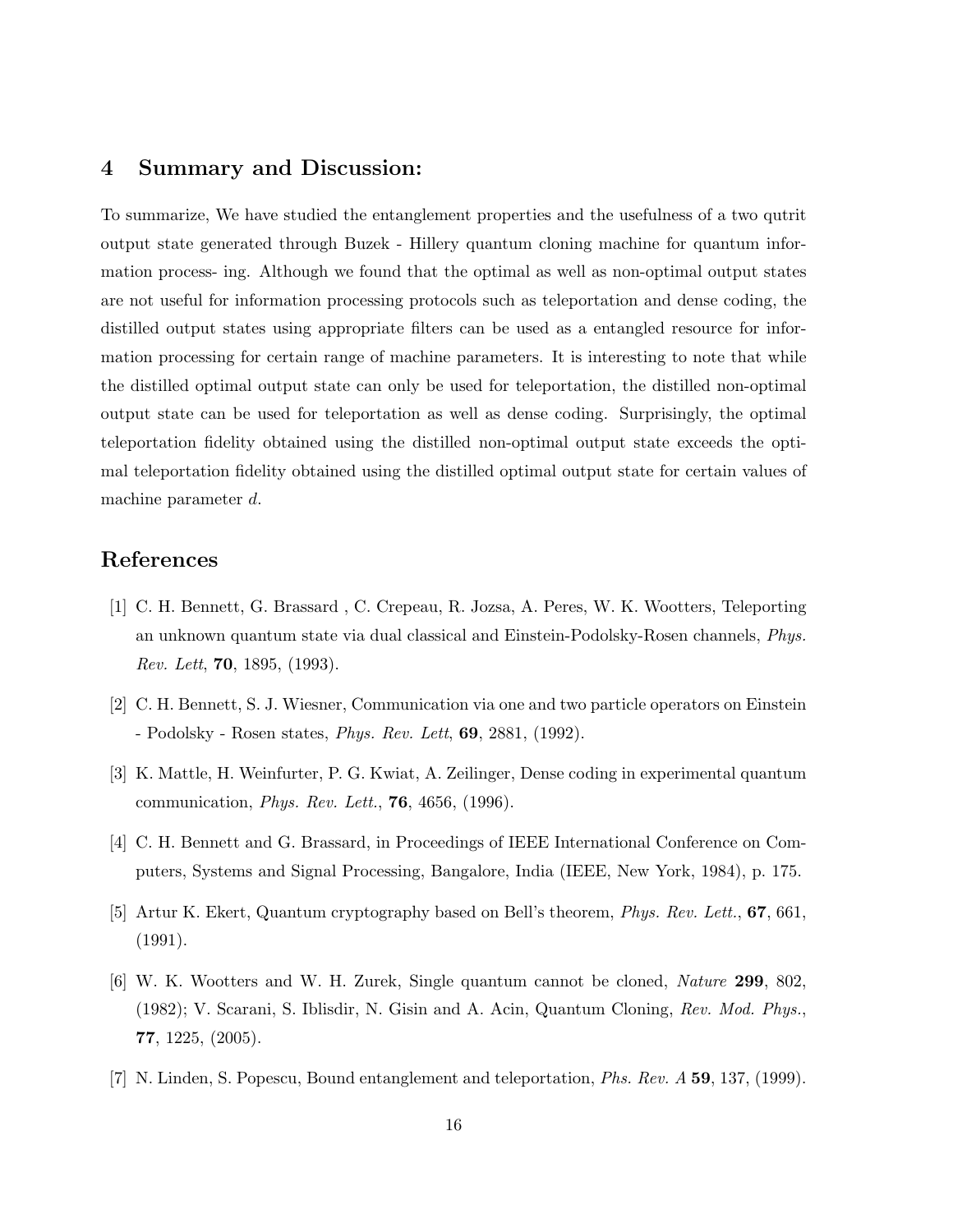## 4 Summary and Discussion:

To summarize, We have studied the entanglement properties and the usefulness of a two qutrit output state generated through Buzek - Hillery quantum cloning machine for quantum information process- ing. Although we found that the optimal as well as non-optimal output states are not useful for information processing protocols such as teleportation and dense coding, the distilled output states using appropriate filters can be used as a entangled resource for information processing for certain range of machine parameters. It is interesting to note that while the distilled optimal output state can only be used for teleportation, the distilled non-optimal output state can be used for teleportation as well as dense coding. Surprisingly, the optimal teleportation fidelity obtained using the distilled non-optimal output state exceeds the optimal teleportation fidelity obtained using the distilled optimal output state for certain values of machine parameter $d$.

## References

[1] C. H. Bennett, G. Brassard , C. Crepeau, R. Jozsa, A. Peres, W. K. Wootters, Teleporting an unknown quantum state via dual classical and Einstein-Podolsky-Rosen channels, *Phys. Rev. Lett*, **70**, 1895, (1993).

[2] C. H. Bennett, S. J. Wiesner, Communication via one and two particle operators on Einstein - Podolsky - Rosen states, *Phys. Rev. Lett*, **69**, 2881, (1992).

[3] K. Mattle, H. Weinfurter, P. G. Kwiat, A. Zeilinger, Dense coding in experimental quantum communication, *Phys. Rev. Lett.*, **76**, 4656, (1996).

[4] C. H. Bennett and G. Brassard, in Proceedings of IEEE International Conference on Computers, Systems and Signal Processing, Bangalore, India (IEEE, New York, 1984), p. 175.

[5] Artur K. Ekert, Quantum cryptography based on Bell's theorem, *Phys. Rev. Lett.*, **67**, 661, (1991).

[6] W. K. Wootters and W. H. Zurek, Single quantum cannot be cloned, *Nature* **299**, 802, (1982); V. Scarani, S. Iblisdir, N. Gisin and A. Acin, Quantum Cloning, *Rev. Mod. Phys.*, **77**, 1225, (2005).

[7] N. Linden, S. Popescu, Bound entanglement and teleportation, *Phs. Rev. A* **59**, 137, (1999).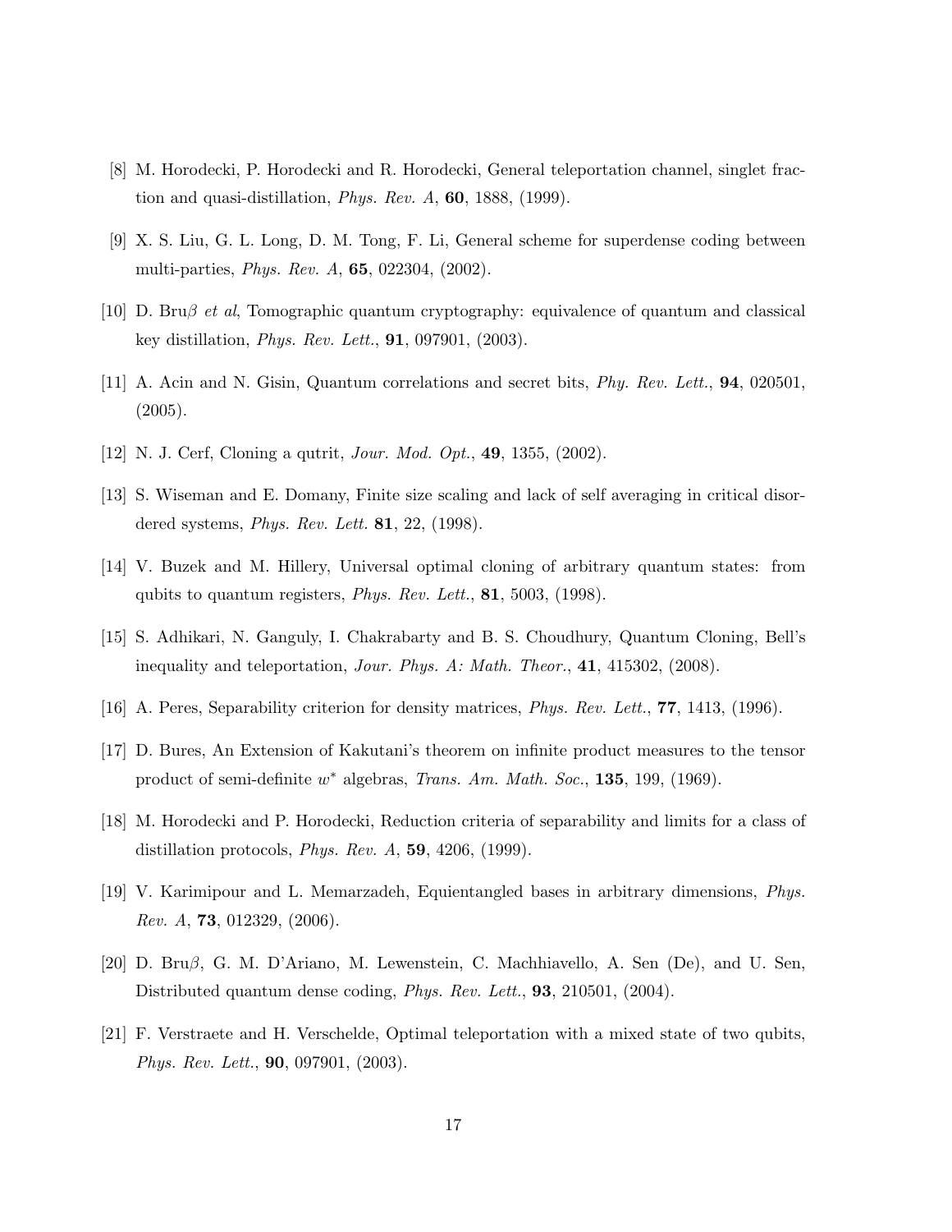[8] M. Horodecki, P. Horodecki and R. Horodecki, General teleportation channel, singlet fraction and quasi-distillation, *Phys. Rev. A*, **60**, 1888, (1999).

[9] X. S. Liu, G. L. Long, D. M. Tong, F. Li, General scheme for superdense coding between multi-parties, *Phys. Rev. A*, **65**, 022304, (2002).

[10] D. Bru$\beta$ *et al*, Tomographic quantum cryptography: equivalence of quantum and classical key distillation, *Phys. Rev. Lett.*, **91**, 097901, (2003).

[11] A. Acin and N. Gisin, Quantum correlations and secret bits, *Phy. Rev. Lett.*, **94**, 020501, (2005).

[12] N. J. Cerf, Cloning a qutrit, *Jour. Mod. Opt.*, **49**, 1355, (2002).

[13] S. Wiseman and E. Domany, Finite size scaling and lack of self averaging in critical disordered systems, *Phys. Rev. Lett.* **81**, 22, (1998).

[14] V. Buzek and M. Hillery, Universal optimal cloning of arbitrary quantum states: from qubits to quantum registers, *Phys. Rev. Lett.*, **81**, 5003, (1998).

[15] S. Adhikari, N. Ganguly, I. Chakrabarty and B. S. Choudhury, Quantum Cloning, Bell's inequality and teleportation, *Jour. Phys. A: Math. Theor.*, **41**, 415302, (2008).

[16] A. Peres, Separability criterion for density matrices, *Phys. Rev. Lett.*, **77**, 1413, (1996).

[17] D. Bures, An Extension of Kakutani's theorem on infinite product measures to the tensor product of semi-definite $w^*$ algebras, *Trans. Am. Math. Soc.*, **135**, 199, (1969).

[18] M. Horodecki and P. Horodecki, Reduction criteria of separability and limits for a class of distillation protocols, *Phys. Rev. A*, **59**, 4206, (1999).

[19] V. Karimipour and L. Memarzadeh, Equientangled bases in arbitrary dimensions, *Phys. Rev. A*, **73**, 012329, (2006).

[20] D. Bru$\beta$, G. M. D'Ariano, M. Lewenstein, C. Machhiavello, A. Sen (De), and U. Sen, Distributed quantum dense coding, *Phys. Rev. Lett.*, **93**, 210501, (2004).

[21] F. Verstraete and H. Verschelde, Optimal teleportation with a mixed state of two qubits, *Phys. Rev. Lett.*, **90**, 097901, (2003).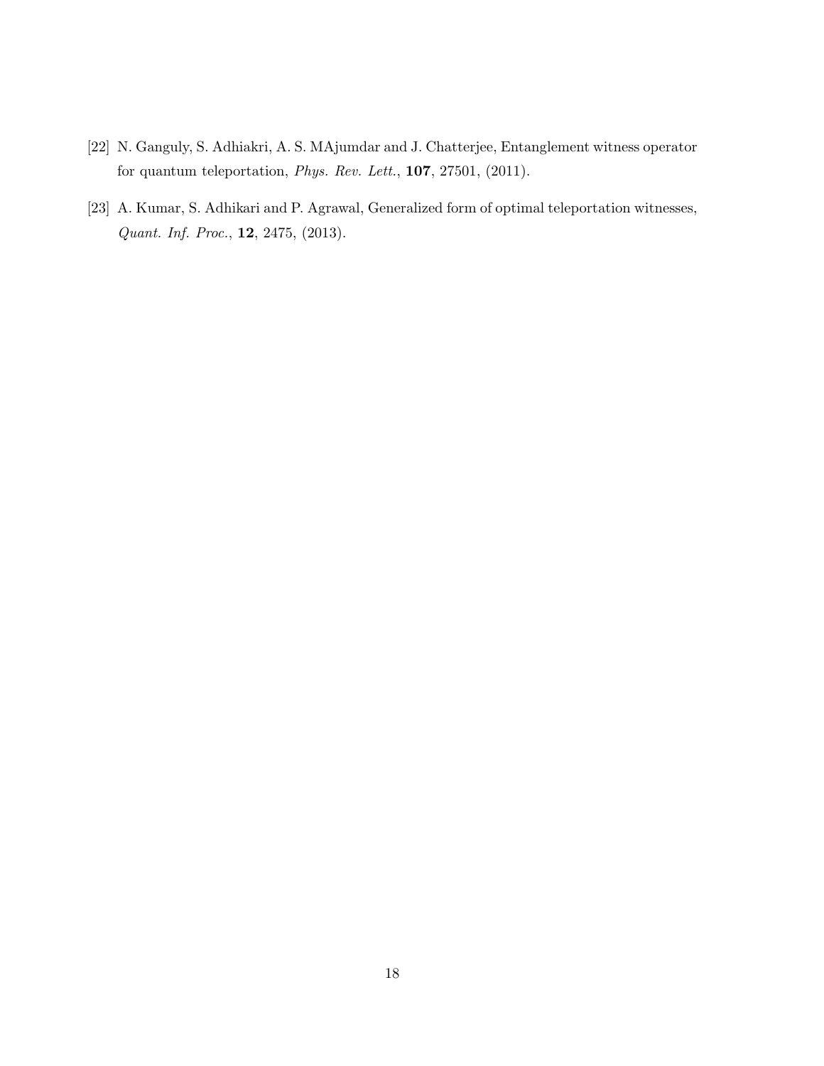[22] N. Ganguly, S. Adhiakri, A. S. MAjumdar and J. Chatterjee, Entanglement witness operator for quantum teleportation, *Phys. Rev. Lett.*, **107**, 27501, (2011).

[23] A. Kumar, S. Adhikari and P. Agrawal, Generalized form of optimal teleportation witnesses, *Quant. Inf. Proc.*, **12**, 2475, (2013).